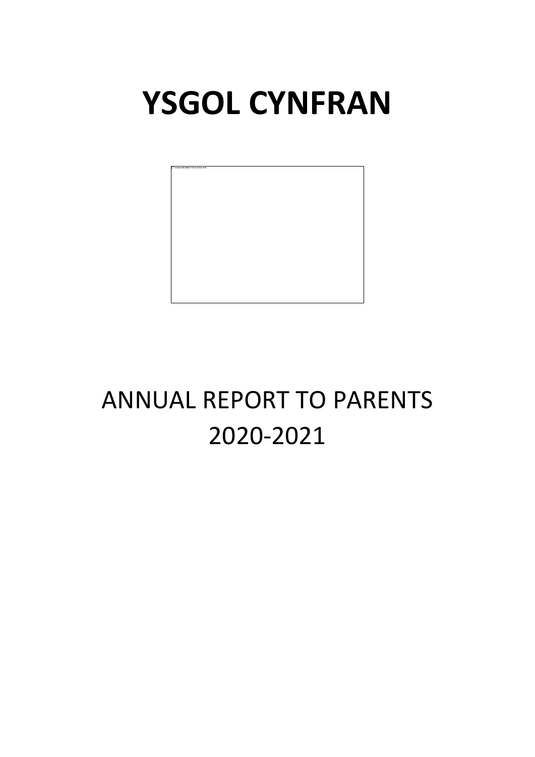# YSGOL CYNFRAN

ANNUAL REPORT TO PARENTS
2020-2021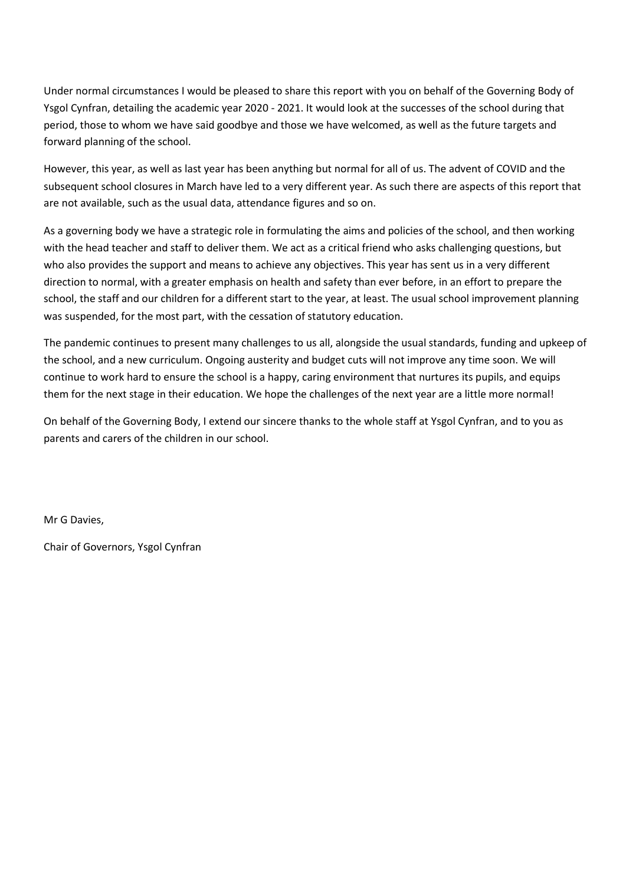Under normal circumstances I would be pleased to share this report with you on behalf of the Governing Body of Ysgol Cynfran, detailing the academic year 2020 - 2021. It would look at the successes of the school during that period, those to whom we have said goodbye and those we have welcomed, as well as the future targets and forward planning of the school.

However, this year, as well as last year has been anything but normal for all of us. The advent of COVID and the subsequent school closures in March have led to a very different year. As such there are aspects of this report that are not available, such as the usual data, attendance figures and so on.

As a governing body we have a strategic role in formulating the aims and policies of the school, and then working with the head teacher and staff to deliver them. We act as a critical friend who asks challenging questions, but who also provides the support and means to achieve any objectives. This year has sent us in a very different direction to normal, with a greater emphasis on health and safety than ever before, in an effort to prepare the school, the staff and our children for a different start to the year, at least. The usual school improvement planning was suspended, for the most part, with the cessation of statutory education.

The pandemic continues to present many challenges to us all, alongside the usual standards, funding and upkeep of the school, and a new curriculum. Ongoing austerity and budget cuts will not improve any time soon. We will continue to work hard to ensure the school is a happy, caring environment that nurtures its pupils, and equips them for the next stage in their education. We hope the challenges of the next year are a little more normal!

On behalf of the Governing Body, I extend our sincere thanks to the whole staff at Ysgol Cynfran, and to you as parents and carers of the children in our school.

Mr G Davies,

Chair of Governors, Ysgol Cynfran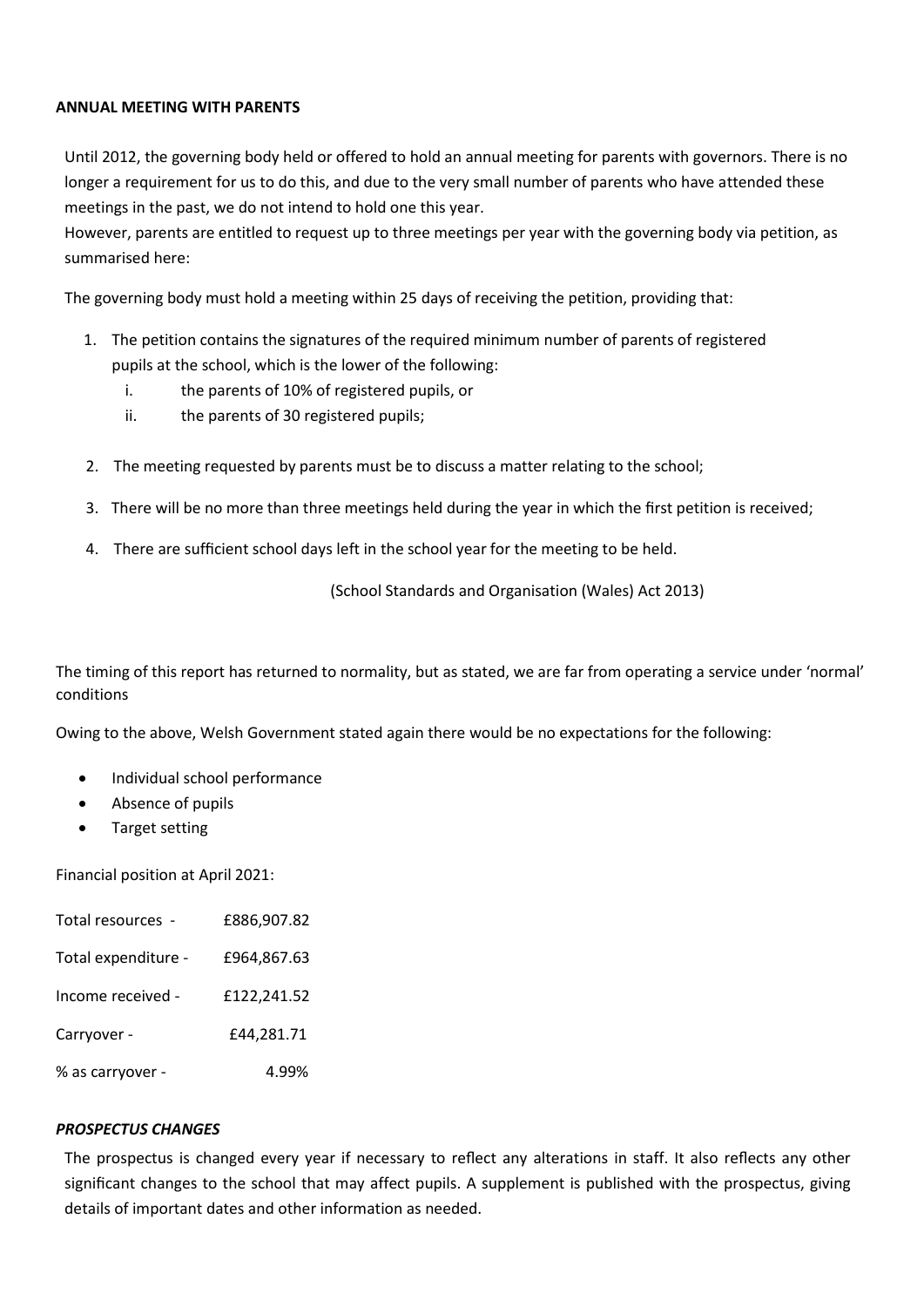**ANNUAL MEETING WITH PARENTS**

Until 2012, the governing body held or offered to hold an annual meeting for parents with governors. There is no longer a requirement for us to do this, and due to the very small number of parents who have attended these meetings in the past, we do not intend to hold one this year.

However, parents are entitled to request up to three meetings per year with the governing body via petition, as summarised here:

The governing body must hold a meeting within 25 days of receiving the petition, providing that:

1. The petition contains the signatures of the required minimum number of parents of registered pupils at the school, which is the lower of the following:
   i. the parents of 10% of registered pupils, or
   ii. the parents of 30 registered pupils;
2. The meeting requested by parents must be to discuss a matter relating to the school;
3. There will be no more than three meetings held during the year in which the first petition is received;
4. There are sufficient school days left in the school year for the meeting to be held.

(School Standards and Organisation (Wales) Act 2013)

The timing of this report has returned to normality, but as stated, we are far from operating a service under 'normal' conditions

Owing to the above, Welsh Government stated again there would be no expectations for the following:

- Individual school performance
- Absence of pupils
- Target setting

Financial position at April 2021:

| | |
|---|---|
| Total resources - | £886,907.82 |
| Total expenditure - | £964,867.63 |
| Income received - | £122,241.52 |
| Carryover - | £44,281.71 |
| % as carryover - | 4.99% |

***PROSPECTUS CHANGES***

The prospectus is changed every year if necessary to reflect any alterations in staff. It also reflects any other significant changes to the school that may affect pupils. A supplement is published with the prospectus, giving details of important dates and other information as needed.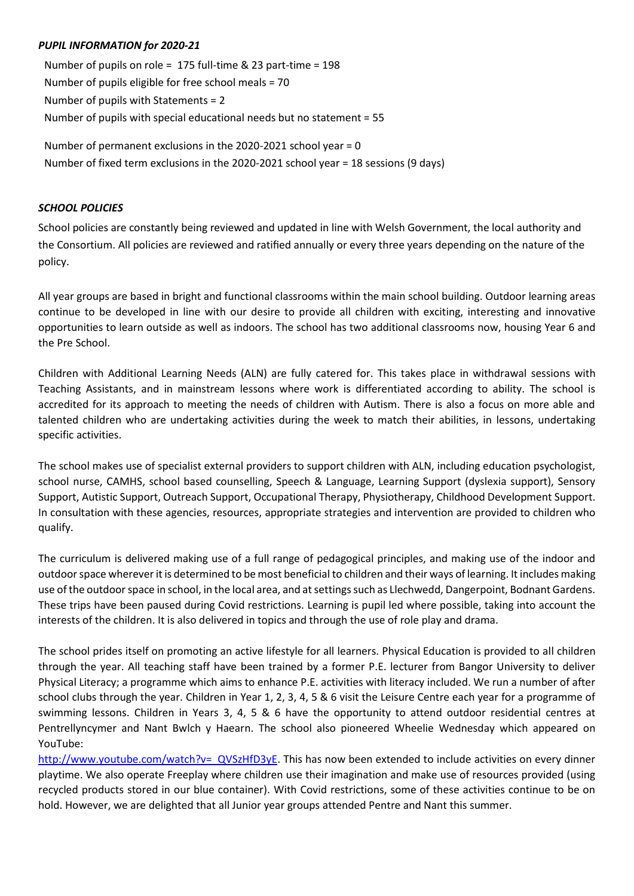***PUPIL INFORMATION for 2020-21***

Number of pupils on role = 175 full-time & 23 part-time = 198
Number of pupils eligible for free school meals = 70
Number of pupils with Statements = 2
Number of pupils with special educational needs but no statement = 55

Number of permanent exclusions in the 2020-2021 school year = 0
Number of fixed term exclusions in the 2020-2021 school year = 18 sessions (9 days)

***SCHOOL POLICIES***

School policies are constantly being reviewed and updated in line with Welsh Government, the local authority and the Consortium. All policies are reviewed and ratified annually or every three years depending on the nature of the policy.

All year groups are based in bright and functional classrooms within the main school building. Outdoor learning areas continue to be developed in line with our desire to provide all children with exciting, interesting and innovative opportunities to learn outside as well as indoors. The school has two additional classrooms now, housing Year 6 and the Pre School.

Children with Additional Learning Needs (ALN) are fully catered for. This takes place in withdrawal sessions with Teaching Assistants, and in mainstream lessons where work is differentiated according to ability. The school is accredited for its approach to meeting the needs of children with Autism. There is also a focus on more able and talented children who are undertaking activities during the week to match their abilities, in lessons, undertaking specific activities.

The school makes use of specialist external providers to support children with ALN, including education psychologist, school nurse, CAMHS, school based counselling, Speech & Language, Learning Support (dyslexia support), Sensory Support, Autistic Support, Outreach Support, Occupational Therapy, Physiotherapy, Childhood Development Support. In consultation with these agencies, resources, appropriate strategies and intervention are provided to children who qualify.

The curriculum is delivered making use of a full range of pedagogical principles, and making use of the indoor and outdoor space wherever it is determined to be most beneficial to children and their ways of learning. It includes making use of the outdoor space in school, in the local area, and at settings such as Llechwedd, Dangerpoint, Bodnant Gardens. These trips have been paused during Covid restrictions. Learning is pupil led where possible, taking into account the interests of the children. It is also delivered in topics and through the use of role play and drama.

The school prides itself on promoting an active lifestyle for all learners. Physical Education is provided to all children through the year. All teaching staff have been trained by a former P.E. lecturer from Bangor University to deliver Physical Literacy; a programme which aims to enhance P.E. activities with literacy included. We run a number of after school clubs through the year. Children in Year 1, 2, 3, 4, 5 & 6 visit the Leisure Centre each year for a programme of swimming lessons. Children in Years 3, 4, 5 & 6 have the opportunity to attend outdoor residential centres at Pentrellyncymer and Nant Bwlch y Haearn. The school also pioneered Wheelie Wednesday which appeared on YouTube:
http://www.youtube.com/watch?v=_QVSzHfD3yE. This has now been extended to include activities on every dinner playtime. We also operate Freeplay where children use their imagination and make use of resources provided (using recycled products stored in our blue container). With Covid restrictions, some of these activities continue to be on hold. However, we are delighted that all Junior year groups attended Pentre and Nant this summer.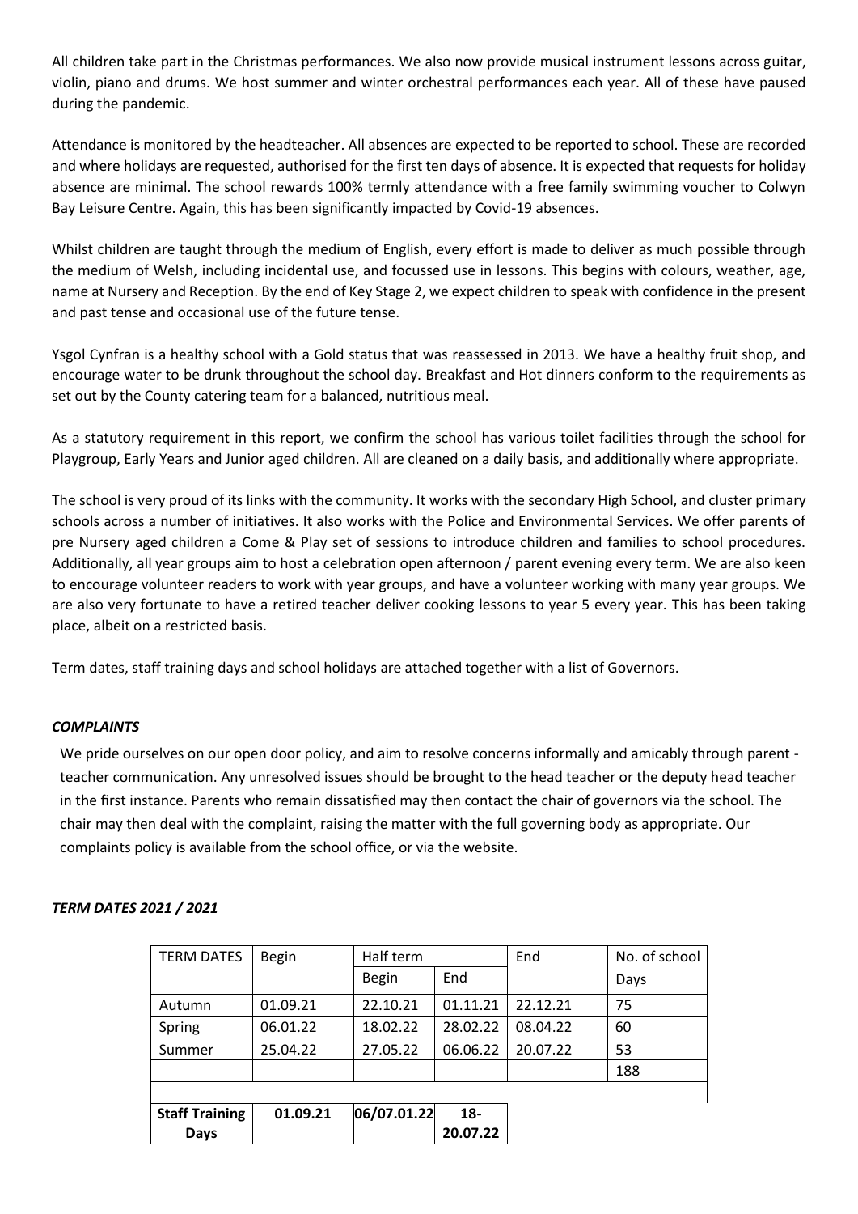All children take part in the Christmas performances. We also now provide musical instrument lessons across guitar, violin, piano and drums. We host summer and winter orchestral performances each year. All of these have paused during the pandemic.

Attendance is monitored by the headteacher. All absences are expected to be reported to school. These are recorded and where holidays are requested, authorised for the first ten days of absence. It is expected that requests for holiday absence are minimal. The school rewards 100% termly attendance with a free family swimming voucher to Colwyn Bay Leisure Centre. Again, this has been significantly impacted by Covid-19 absences.

Whilst children are taught through the medium of English, every effort is made to deliver as much possible through the medium of Welsh, including incidental use, and focussed use in lessons. This begins with colours, weather, age, name at Nursery and Reception. By the end of Key Stage 2, we expect children to speak with confidence in the present and past tense and occasional use of the future tense.

Ysgol Cynfran is a healthy school with a Gold status that was reassessed in 2013. We have a healthy fruit shop, and encourage water to be drunk throughout the school day. Breakfast and Hot dinners conform to the requirements as set out by the County catering team for a balanced, nutritious meal.

As a statutory requirement in this report, we confirm the school has various toilet facilities through the school for Playgroup, Early Years and Junior aged children. All are cleaned on a daily basis, and additionally where appropriate.

The school is very proud of its links with the community. It works with the secondary High School, and cluster primary schools across a number of initiatives. It also works with the Police and Environmental Services. We offer parents of pre Nursery aged children a Come & Play set of sessions to introduce children and families to school procedures. Additionally, all year groups aim to host a celebration open afternoon / parent evening every term. We are also keen to encourage volunteer readers to work with year groups, and have a volunteer working with many year groups. We are also very fortunate to have a retired teacher deliver cooking lessons to year 5 every year. This has been taking place, albeit on a restricted basis.

Term dates, staff training days and school holidays are attached together with a list of Governors.

### *COMPLAINTS*

We pride ourselves on our open door policy, and aim to resolve concerns informally and amicably through parent - teacher communication. Any unresolved issues should be brought to the head teacher or the deputy head teacher in the first instance. Parents who remain dissatisfied may then contact the chair of governors via the school. The chair may then deal with the complaint, raising the matter with the full governing body as appropriate. Our complaints policy is available from the school office, or via the website.

### *TERM DATES 2021 / 2021*

| TERM DATES | Begin | Half term | | End | No. of school |
|---|---|---|---|---|---|
| | | Begin | End | | Days |
| Autumn | 01.09.21 | 22.10.21 | 01.11.21 | 22.12.21 | 75 |
| Spring | 06.01.22 | 18.02.22 | 28.02.22 | 08.04.22 | 60 |
| Summer | 25.04.22 | 27.05.22 | 06.06.22 | 20.07.22 | 53 |
| | | | | | 188 |
| **Staff Training Days** | **01.09.21** | **06/07.01.22** | **18-20.07.22** | | |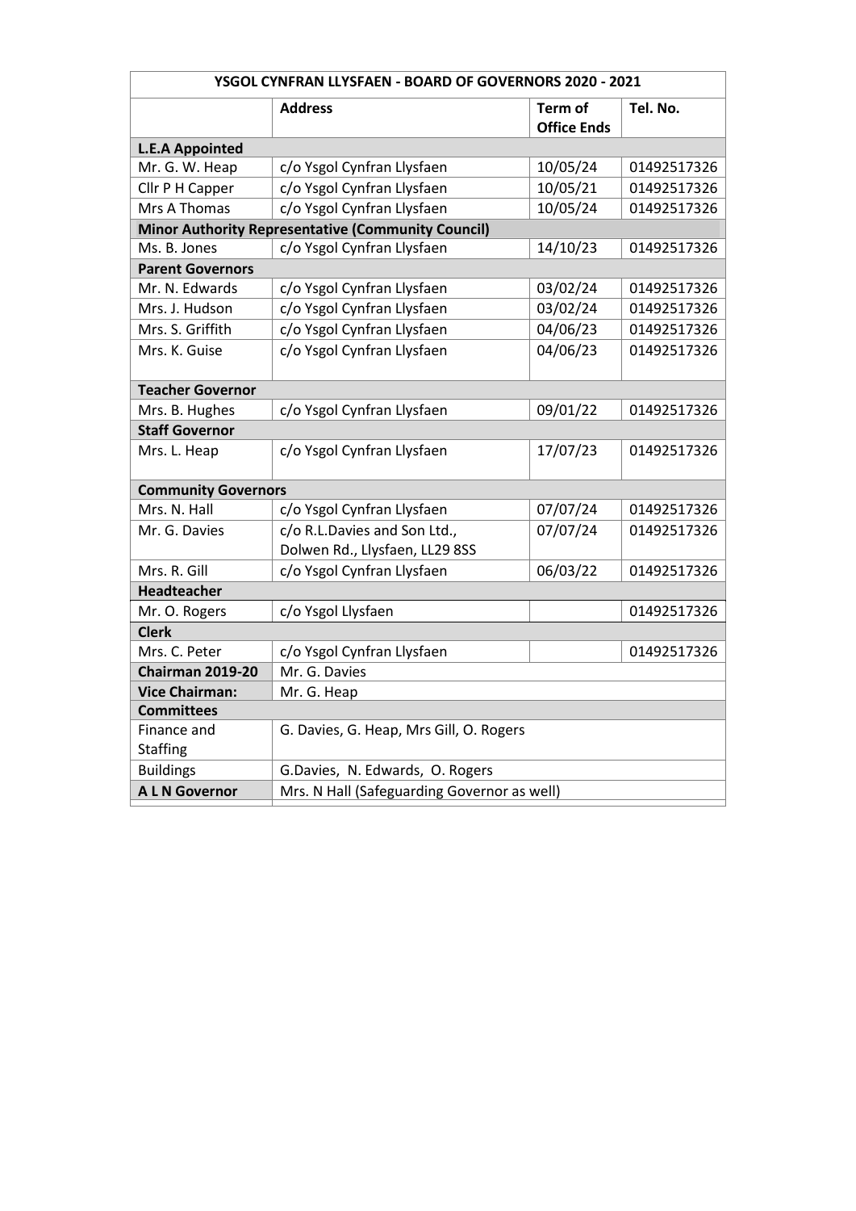| YSGOL CYNFRAN LLYSFAEN - BOARD OF GOVERNORS 2020 - 2021 | | | |
|---|---|---|---|
| | **Address** | **Term of Office Ends** | **Tel. No.** |
| **L.E.A Appointed** | | | |
| Mr. G. W. Heap | c/o Ysgol Cynfran Llysfaen | 10/05/24 | 01492517326 |
| Cllr P H Capper | c/o Ysgol Cynfran Llysfaen | 10/05/21 | 01492517326 |
| Mrs A Thomas | c/o Ysgol Cynfran Llysfaen | 10/05/24 | 01492517326 |
| **Minor Authority Representative (Community Council)** | | | |
| Ms. B. Jones | c/o Ysgol Cynfran Llysfaen | 14/10/23 | 01492517326 |
| **Parent Governors** | | | |
| Mr. N. Edwards | c/o Ysgol Cynfran Llysfaen | 03/02/24 | 01492517326 |
| Mrs. J. Hudson | c/o Ysgol Cynfran Llysfaen | 03/02/24 | 01492517326 |
| Mrs. S. Griffith | c/o Ysgol Cynfran Llysfaen | 04/06/23 | 01492517326 |
| Mrs. K. Guise | c/o Ysgol Cynfran Llysfaen | 04/06/23 | 01492517326 |
| **Teacher Governor** | | | |
| Mrs. B. Hughes | c/o Ysgol Cynfran Llysfaen | 09/01/22 | 01492517326 |
| **Staff Governor** | | | |
| Mrs. L. Heap | c/o Ysgol Cynfran Llysfaen | 17/07/23 | 01492517326 |
| **Community Governors** | | | |
| Mrs. N. Hall | c/o Ysgol Cynfran Llysfaen | 07/07/24 | 01492517326 |
| Mr. G. Davies | c/o R.L.Davies and Son Ltd., Dolwen Rd., Llysfaen, LL29 8SS | 07/07/24 | 01492517326 |
| Mrs. R. Gill | c/o Ysgol Cynfran Llysfaen | 06/03/22 | 01492517326 |
| **Headteacher** | | | |
| Mr. O. Rogers | c/o Ysgol Llysfaen | | 01492517326 |
| **Clerk** | | | |
| Mrs. C. Peter | c/o Ysgol Cynfran Llysfaen | | 01492517326 |
| **Chairman 2019-20** | Mr. G. Davies | | |
| **Vice Chairman:** | Mr. G. Heap | | |
| **Committees** | | | |
| Finance and Staffing | G. Davies, G. Heap, Mrs Gill, O. Rogers | | |
| Buildings | G.Davies, N. Edwards, O. Rogers | | |
| **A L N Governor** | Mrs. N Hall (Safeguarding Governor as well) | | |